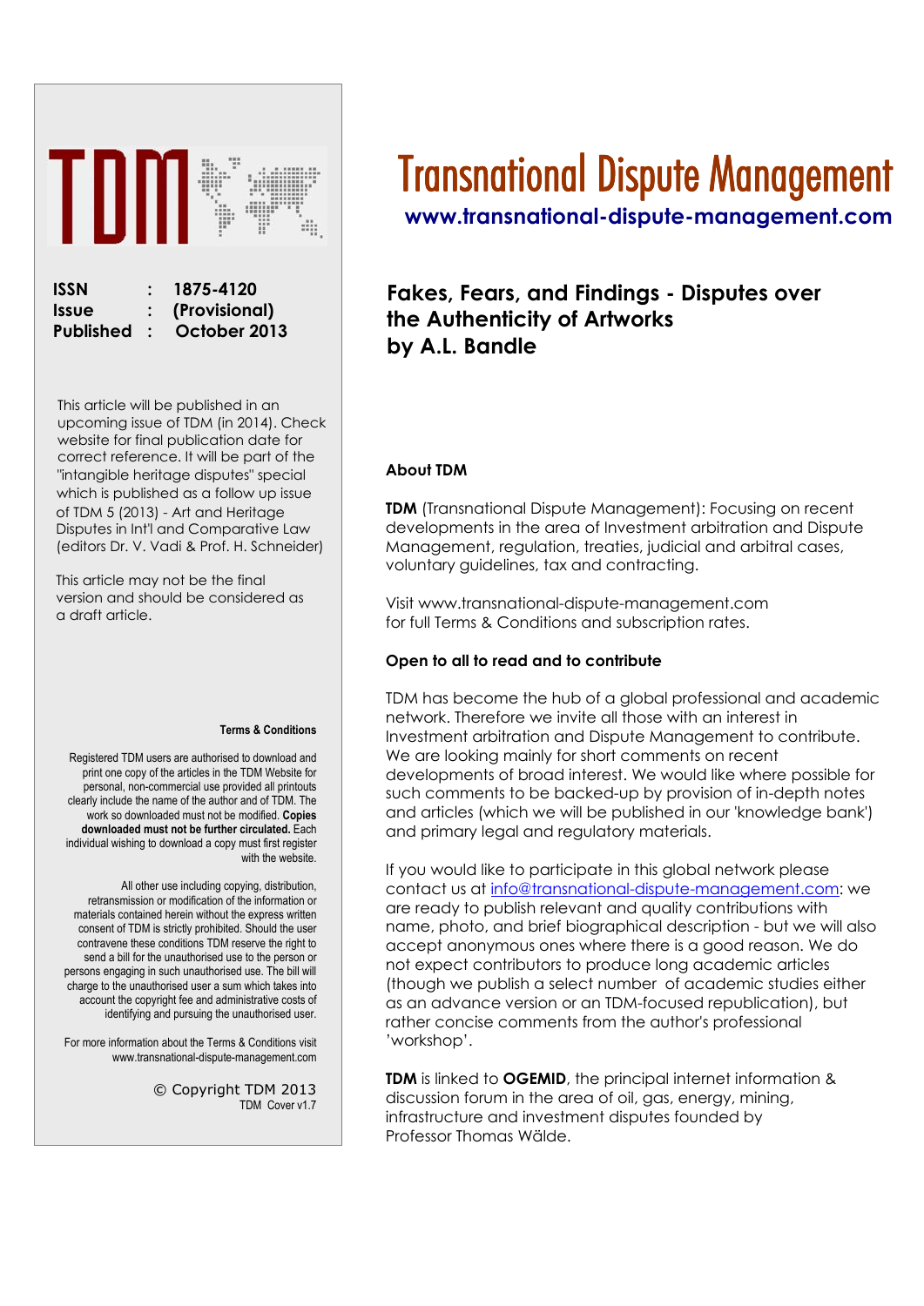# Transnational Dispute Management

**www.transnational-dispute-management.com**

| | | |
|---|---|---|
| **ISSN** | **:** | **1875-4120** |
| **Issue** | **:** | **(Provisional)** |
| **Published** | **:** | **October 2013** |

This article will be published in an upcoming issue of TDM (in 2014). Check website for final publication date for correct reference. It will be part of the "intangible heritage disputes" special which is published as a follow up issue of TDM 5 (2013) - Art and Heritage Disputes in Int'l and Comparative Law (editors Dr. V. Vadi & Prof. H. Schneider)

This article may not be the final version and should be considered as a draft article.

**Terms & Conditions**

Registered TDM users are authorised to download and print one copy of the articles in the TDM Website for personal, non-commercial use provided all printouts clearly include the name of the author and of TDM. The work so downloaded must not be modified. **Copies downloaded must not be further circulated.** Each individual wishing to download a copy must first register with the website.

All other use including copying, distribution, retransmission or modification of the information or materials contained herein without the express written consent of TDM is strictly prohibited. Should the user contravene these conditions TDM reserve the right to send a bill for the unauthorised use to the person or persons engaging in such unauthorised use. The bill will charge to the unauthorised user a sum which takes into account the copyright fee and administrative costs of identifying and pursuing the unauthorised user.

For more information about the Terms & Conditions visit www.transnational-dispute-management.com

© Copyright TDM 2013
TDM Cover v1.7

## Fakes, Fears, and Findings - Disputes over the Authenticity of Artworks by A.L. Bandle

### About TDM

**TDM** (Transnational Dispute Management): Focusing on recent developments in the area of Investment arbitration and Dispute Management, regulation, treaties, judicial and arbitral cases, voluntary guidelines, tax and contracting.

Visit www.transnational-dispute-management.com for full Terms & Conditions and subscription rates.

### Open to all to read and to contribute

TDM has become the hub of a global professional and academic network. Therefore we invite all those with an interest in Investment arbitration and Dispute Management to contribute. We are looking mainly for short comments on recent developments of broad interest. We would like where possible for such comments to be backed-up by provision of in-depth notes and articles (which we will be published in our 'knowledge bank') and primary legal and regulatory materials.

If you would like to participate in this global network please contact us at info@transnational-dispute-management.com: we are ready to publish relevant and quality contributions with name, photo, and brief biographical description - but we will also accept anonymous ones where there is a good reason. We do not expect contributors to produce long academic articles (though we publish a select number of academic studies either as an advance version or an TDM-focused republication), but rather concise comments from the author's professional 'workshop'.

**TDM** is linked to **OGEMID**, the principal internet information & discussion forum in the area of oil, gas, energy, mining, infrastructure and investment disputes founded by Professor Thomas Wälde.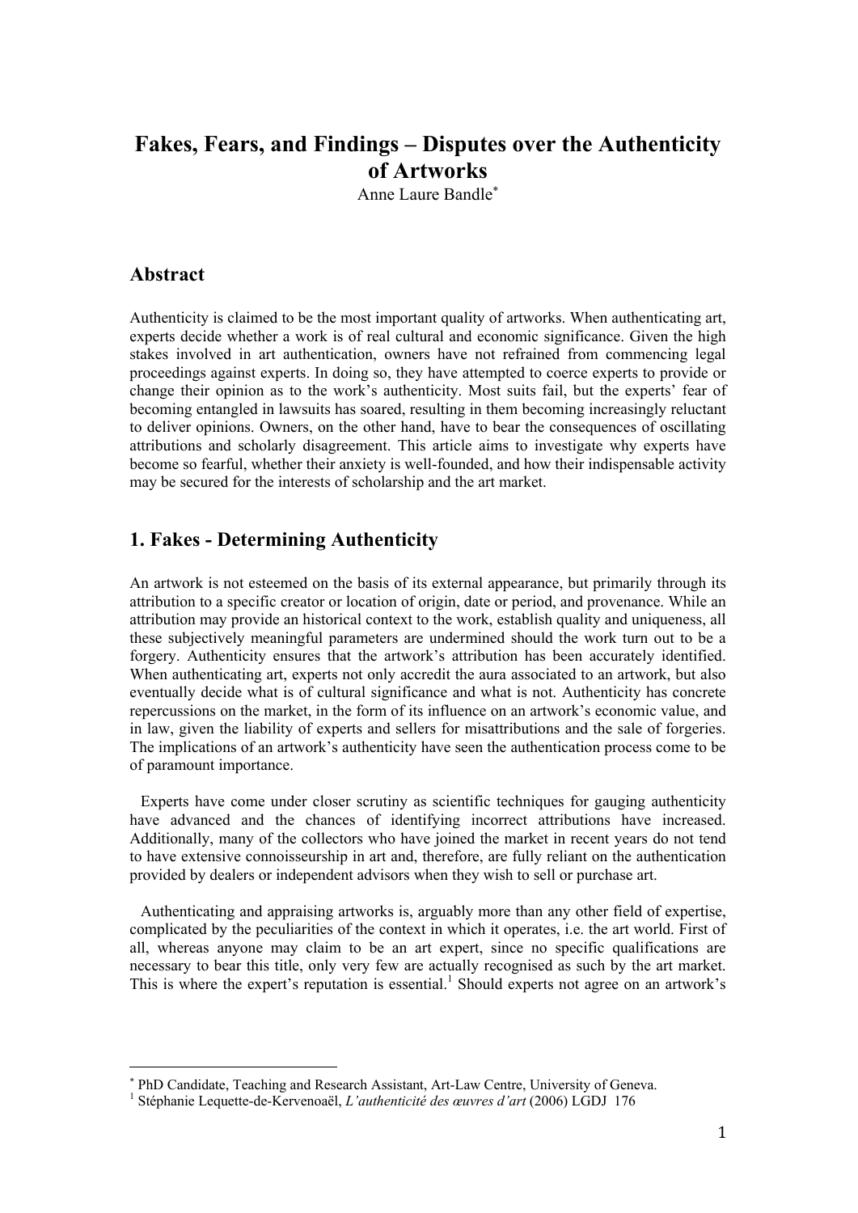# Fakes, Fears, and Findings – Disputes over the Authenticity of Artworks

Anne Laure Bandle[*]

## Abstract

Authenticity is claimed to be the most important quality of artworks. When authenticating art, experts decide whether a work is of real cultural and economic significance. Given the high stakes involved in art authentication, owners have not refrained from commencing legal proceedings against experts. In doing so, they have attempted to coerce experts to provide or change their opinion as to the work's authenticity. Most suits fail, but the experts' fear of becoming entangled in lawsuits has soared, resulting in them becoming increasingly reluctant to deliver opinions. Owners, on the other hand, have to bear the consequences of oscillating attributions and scholarly disagreement. This article aims to investigate why experts have become so fearful, whether their anxiety is well-founded, and how their indispensable activity may be secured for the interests of scholarship and the art market.

## 1. Fakes - Determining Authenticity

An artwork is not esteemed on the basis of its external appearance, but primarily through its attribution to a specific creator or location of origin, date or period, and provenance. While an attribution may provide an historical context to the work, establish quality and uniqueness, all these subjectively meaningful parameters are undermined should the work turn out to be a forgery. Authenticity ensures that the artwork's attribution has been accurately identified. When authenticating art, experts not only accredit the aura associated to an artwork, but also eventually decide what is of cultural significance and what is not. Authenticity has concrete repercussions on the market, in the form of its influence on an artwork's economic value, and in law, given the liability of experts and sellers for misattributions and the sale of forgeries. The implications of an artwork's authenticity have seen the authentication process come to be of paramount importance.

Experts have come under closer scrutiny as scientific techniques for gauging authenticity have advanced and the chances of identifying incorrect attributions have increased. Additionally, many of the collectors who have joined the market in recent years do not tend to have extensive connoisseurship in art and, therefore, are fully reliant on the authentication provided by dealers or independent advisors when they wish to sell or purchase art.

Authenticating and appraising artworks is, arguably more than any other field of expertise, complicated by the peculiarities of the context in which it operates, i.e. the art world. First of all, whereas anyone may claim to be an art expert, since no specific qualifications are necessary to bear this title, only very few are actually recognised as such by the art market. This is where the expert's reputation is essential.[1] Should experts not agree on an artwork's

---

[*] PhD Candidate, Teaching and Research Assistant, Art-Law Centre, University of Geneva.

[1] Stéphanie Lequette-de-Kervenoaël, *L'authenticité des œuvres d'art* (2006) LGDJ 176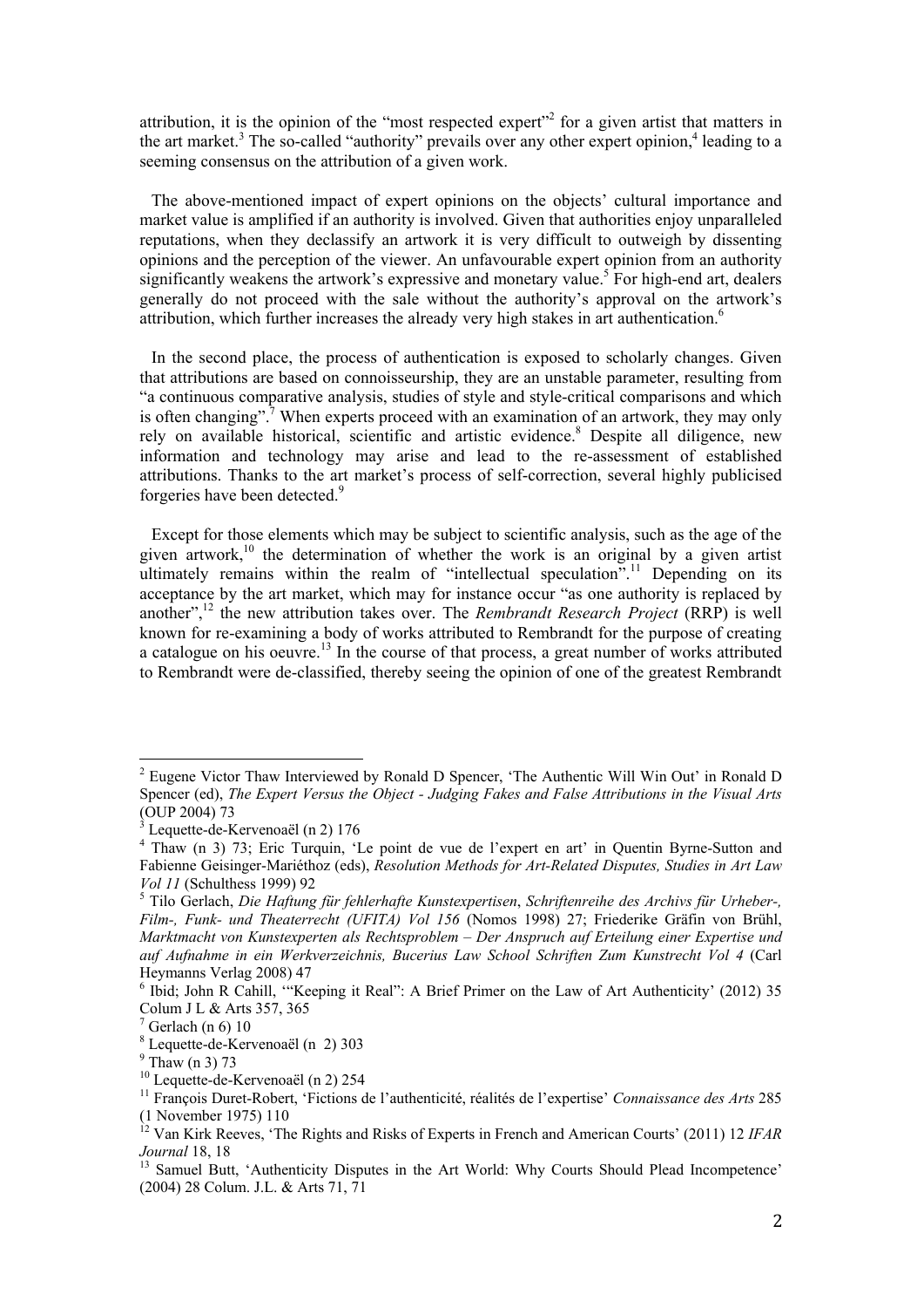attribution, it is the opinion of the "most respected expert"[2] for a given artist that matters in the art market.[3] The so-called "authority" prevails over any other expert opinion,[4] leading to a seeming consensus on the attribution of a given work.

The above-mentioned impact of expert opinions on the objects' cultural importance and market value is amplified if an authority is involved. Given that authorities enjoy unparalleled reputations, when they declassify an artwork it is very difficult to outweigh by dissenting opinions and the perception of the viewer. An unfavourable expert opinion from an authority significantly weakens the artwork's expressive and monetary value.[5] For high-end art, dealers generally do not proceed with the sale without the authority's approval on the artwork's attribution, which further increases the already very high stakes in art authentication.[6]

In the second place, the process of authentication is exposed to scholarly changes. Given that attributions are based on connoisseurship, they are an unstable parameter, resulting from "a continuous comparative analysis, studies of style and style-critical comparisons and which is often changing".[7] When experts proceed with an examination of an artwork, they may only rely on available historical, scientific and artistic evidence.[8] Despite all diligence, new information and technology may arise and lead to the re-assessment of established attributions. Thanks to the art market's process of self-correction, several highly publicised forgeries have been detected.[9]

Except for those elements which may be subject to scientific analysis, such as the age of the given artwork,[10] the determination of whether the work is an original by a given artist ultimately remains within the realm of "intellectual speculation".[11] Depending on its acceptance by the art market, which may for instance occur "as one authority is replaced by another",[12] the new attribution takes over. The *Rembrandt Research Project* (RRP) is well known for re-examining a body of works attributed to Rembrandt for the purpose of creating a catalogue on his oeuvre.[13] In the course of that process, a great number of works attributed to Rembrandt were de-classified, thereby seeing the opinion of one of the greatest Rembrandt

---

[2] Eugene Victor Thaw Interviewed by Ronald D Spencer, 'The Authentic Will Win Out' in Ronald D Spencer (ed), *The Expert Versus the Object - Judging Fakes and False Attributions in the Visual Arts* (OUP 2004) 73

[3] Lequette-de-Kervenoaël (n 2) 176

[4] Thaw (n 3) 73; Eric Turquin, 'Le point de vue de l'expert en art' in Quentin Byrne-Sutton and Fabienne Geisinger-Mariéthoz (eds), *Resolution Methods for Art-Related Disputes, Studies in Art Law Vol 11* (Schulthess 1999) 92

[5] Tilo Gerlach, *Die Haftung für fehlerhafte Kunstexpertisen*, *Schriftenreihe des Archivs für Urheber-, Film-, Funk- und Theaterrecht (UFITA) Vol 156* (Nomos 1998) 27; Friederike Gräfin von Brühl, *Marktmacht von Kunstexperten als Rechtsproblem – Der Anspruch auf Erteilung einer Expertise und auf Aufnahme in ein Werkverzeichnis, Bucerius Law School Schriften Zum Kunstrecht Vol 4* (Carl Heymanns Verlag 2008) 47

[6] Ibid; John R Cahill, '"Keeping it Real": A Brief Primer on the Law of Art Authenticity' (2012) 35 Colum J L & Arts 357, 365

[7] Gerlach (n 6) 10

[8] Lequette-de-Kervenoaël (n 2) 303

[9] Thaw (n 3) 73

[10] Lequette-de-Kervenoaël (n 2) 254

[11] François Duret-Robert, 'Fictions de l'authenticité, réalités de l'expertise' *Connaissance des Arts* 285 (1 November 1975) 110

[12] Van Kirk Reeves, 'The Rights and Risks of Experts in French and American Courts' (2011) 12 *IFAR Journal* 18, 18

[13] Samuel Butt, 'Authenticity Disputes in the Art World: Why Courts Should Plead Incompetence' (2004) 28 Colum. J.L. & Arts 71, 71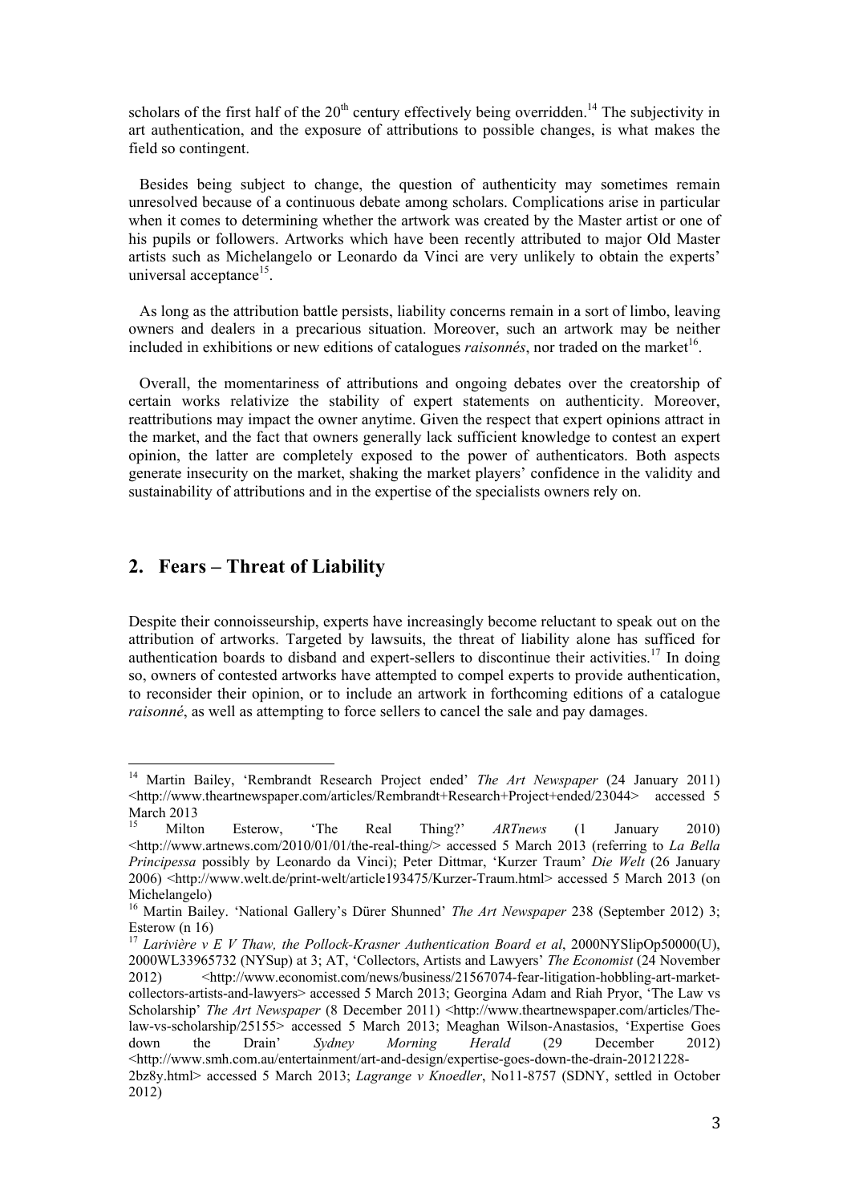scholars of the first half of the 20th century effectively being overridden.[14] The subjectivity in art authentication, and the exposure of attributions to possible changes, is what makes the field so contingent.

Besides being subject to change, the question of authenticity may sometimes remain unresolved because of a continuous debate among scholars. Complications arise in particular when it comes to determining whether the artwork was created by the Master artist or one of his pupils or followers. Artworks which have been recently attributed to major Old Master artists such as Michelangelo or Leonardo da Vinci are very unlikely to obtain the experts' universal acceptance[15].

As long as the attribution battle persists, liability concerns remain in a sort of limbo, leaving owners and dealers in a precarious situation. Moreover, such an artwork may be neither included in exhibitions or new editions of catalogues *raisonnés*, nor traded on the market[16].

Overall, the momentariness of attributions and ongoing debates over the creatorship of certain works relativize the stability of expert statements on authenticity. Moreover, reattributions may impact the owner anytime. Given the respect that expert opinions attract in the market, and the fact that owners generally lack sufficient knowledge to contest an expert opinion, the latter are completely exposed to the power of authenticators. Both aspects generate insecurity on the market, shaking the market players' confidence in the validity and sustainability of attributions and in the expertise of the specialists owners rely on.

## 2. Fears – Threat of Liability

Despite their connoisseurship, experts have increasingly become reluctant to speak out on the attribution of artworks. Targeted by lawsuits, the threat of liability alone has sufficed for authentication boards to disband and expert-sellers to discontinue their activities.[17] In doing so, owners of contested artworks have attempted to compel experts to provide authentication, to reconsider their opinion, or to include an artwork in forthcoming editions of a catalogue *raisonné*, as well as attempting to force sellers to cancel the sale and pay damages.

---

[14] Martin Bailey, 'Rembrandt Research Project ended' *The Art Newspaper* (24 January 2011) <http://www.theartnewspaper.com/articles/Rembrandt+Research+Project+ended/23044> accessed 5 March 2013

[15] Milton Esterow, 'The Real Thing?' *ARTnews* (1 January 2010) <http://www.artnews.com/2010/01/01/the-real-thing/> accessed 5 March 2013 (referring to *La Bella Principessa* possibly by Leonardo da Vinci); Peter Dittmar, 'Kurzer Traum' *Die Welt* (26 January 2006) <http://www.welt.de/print-welt/article193475/Kurzer-Traum.html> accessed 5 March 2013 (on Michelangelo)

[16] Martin Bailey. 'National Gallery's Dürer Shunned' *The Art Newspaper* 238 (September 2012) 3; Esterow (n 16)

[17] *Larivière v E V Thaw, the Pollock-Krasner Authentication Board et al*, 2000NYSlipOp50000(U), 2000WL33965732 (NYSup) at 3; AT, 'Collectors, Artists and Lawyers' *The Economist* (24 November 2012) <http://www.economist.com/news/business/21567074-fear-litigation-hobbling-art-market-collectors-artists-and-lawyers> accessed 5 March 2013; Georgina Adam and Riah Pryor, 'The Law vs Scholarship' *The Art Newspaper* (8 December 2011) <http://www.theartnewspaper.com/articles/The-law-vs-scholarship/25155> accessed 5 March 2013; Meaghan Wilson-Anastasios, 'Expertise Goes down the Drain' *Sydney Morning Herald* (29 December 2012) <http://www.smh.com.au/entertainment/art-and-design/expertise-goes-down-the-drain-20121228-2bz8y.html> accessed 5 March 2013; *Lagrange v Knoedler*, No11-8757 (SDNY, settled in October 2012)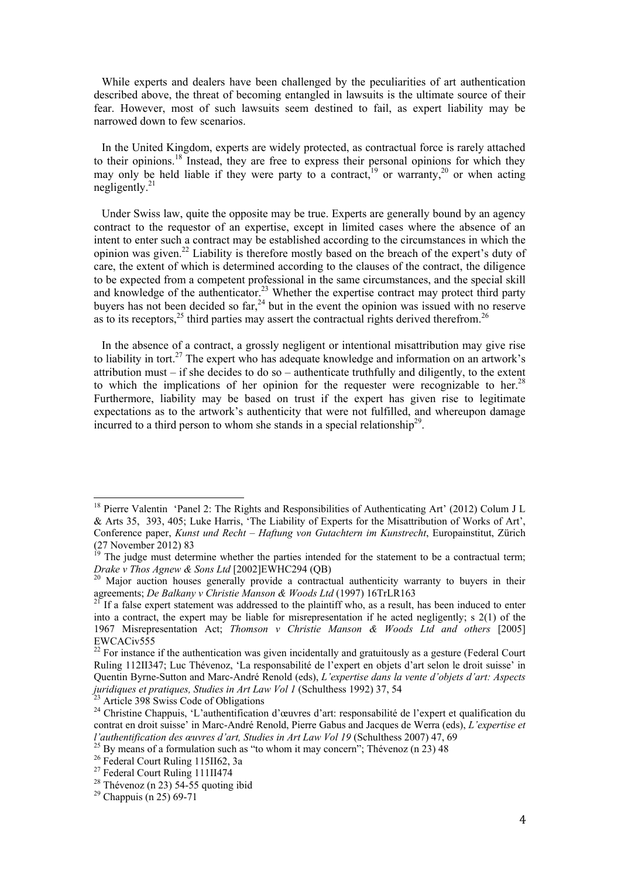While experts and dealers have been challenged by the peculiarities of art authentication described above, the threat of becoming entangled in lawsuits is the ultimate source of their fear. However, most of such lawsuits seem destined to fail, as expert liability may be narrowed down to few scenarios.

In the United Kingdom, experts are widely protected, as contractual force is rarely attached to their opinions.[18] Instead, they are free to express their personal opinions for which they may only be held liable if they were party to a contract,[19] or warranty,[20] or when acting negligently.[21]

Under Swiss law, quite the opposite may be true. Experts are generally bound by an agency contract to the requestor of an expertise, except in limited cases where the absence of an intent to enter such a contract may be established according to the circumstances in which the opinion was given.[22] Liability is therefore mostly based on the breach of the expert's duty of care, the extent of which is determined according to the clauses of the contract, the diligence to be expected from a competent professional in the same circumstances, and the special skill and knowledge of the authenticator.[23] Whether the expertise contract may protect third party buyers has not been decided so far,[24] but in the event the opinion was issued with no reserve as to its receptors,[25] third parties may assert the contractual rights derived therefrom.[26]

In the absence of a contract, a grossly negligent or intentional misattribution may give rise to liability in tort.[27] The expert who has adequate knowledge and information on an artwork's attribution must – if she decides to do so – authenticate truthfully and diligently, to the extent to which the implications of her opinion for the requester were recognizable to her.[28] Furthermore, liability may be based on trust if the expert has given rise to legitimate expectations as to the artwork's authenticity that were not fulfilled, and whereupon damage incurred to a third person to whom she stands in a special relationship[29].

---

[18] Pierre Valentin 'Panel 2: The Rights and Responsibilities of Authenticating Art' (2012) Colum J L & Arts 35, 393, 405; Luke Harris, 'The Liability of Experts for the Misattribution of Works of Art', Conference paper, *Kunst und Recht – Haftung von Gutachtern im Kunstrecht*, Europainstitut, Zürich (27 November 2012) 83

[19] The judge must determine whether the parties intended for the statement to be a contractual term; *Drake v Thos Agnew & Sons Ltd* [2002]EWHC294 (QB)

[20] Major auction houses generally provide a contractual authenticity warranty to buyers in their agreements; *De Balkany v Christie Manson & Woods Ltd* (1997) 16TrLR163

[21] If a false expert statement was addressed to the plaintiff who, as a result, has been induced to enter into a contract, the expert may be liable for misrepresentation if he acted negligently; s 2(1) of the 1967 Misrepresentation Act; *Thomson v Christie Manson & Woods Ltd and others* [2005] EWCACiv555

[22] For instance if the authentication was given incidentally and gratuitously as a gesture (Federal Court Ruling 112II347; Luc Thévenoz, 'La responsabilité de l'expert en objets d'art selon le droit suisse' in Quentin Byrne-Sutton and Marc-André Renold (eds), *L'expertise dans la vente d'objets d'art: Aspects juridiques et pratiques, Studies in Art Law Vol 1* (Schulthess 1992) 37, 54

[23] Article 398 Swiss Code of Obligations

[24] Christine Chappuis, 'L'authentification d'œuvres d'art: responsabilité de l'expert et qualification du contrat en droit suisse' in Marc-André Renold, Pierre Gabus and Jacques de Werra (eds), *L'expertise et l'authentification des œuvres d'art, Studies in Art Law Vol 19* (Schulthess 2007) 47, 69

[25] By means of a formulation such as "to whom it may concern"; Thévenoz (n 23) 48

[26] Federal Court Ruling 115II62, 3a

[27] Federal Court Ruling 111II474

[28] Thévenoz (n 23) 54-55 quoting ibid

[29] Chappuis (n 25) 69-71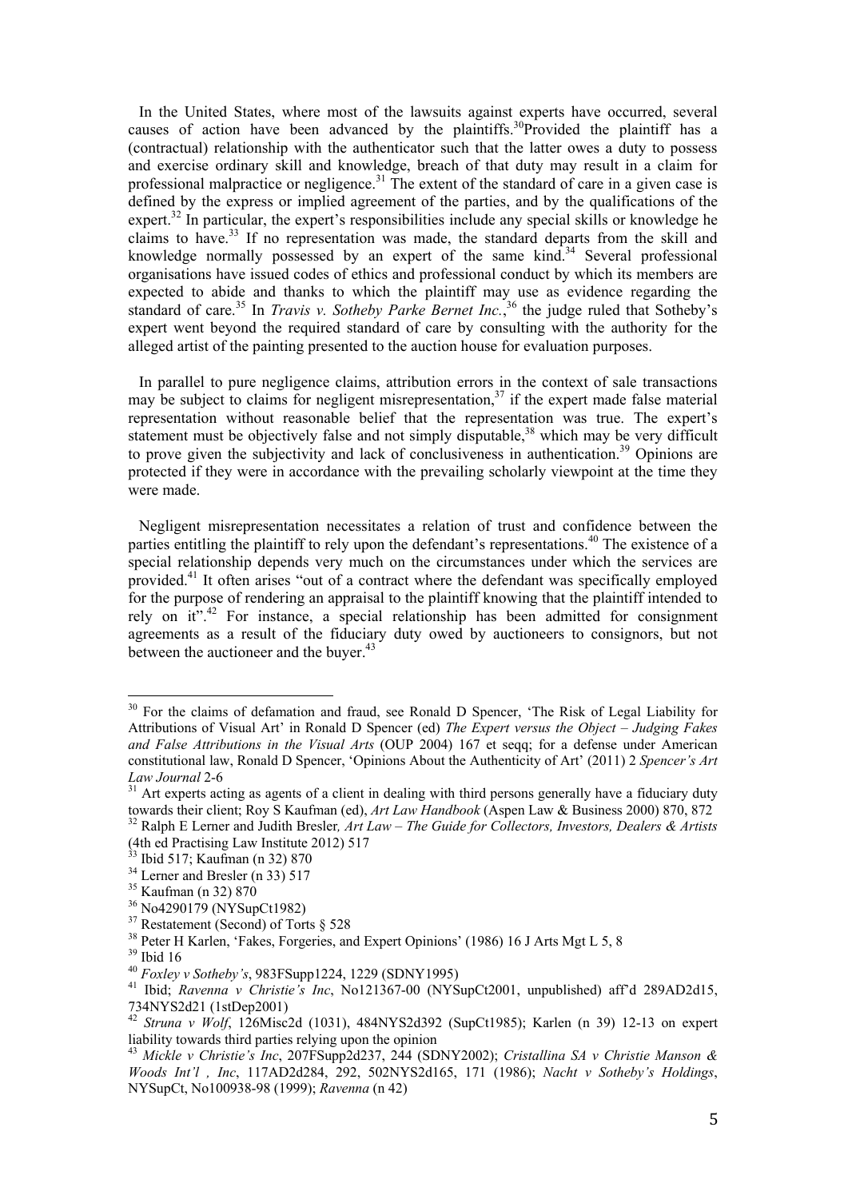In the United States, where most of the lawsuits against experts have occurred, several causes of action have been advanced by the plaintiffs.[30] Provided the plaintiff has a (contractual) relationship with the authenticator such that the latter owes a duty to possess and exercise ordinary skill and knowledge, breach of that duty may result in a claim for professional malpractice or negligence.[31] The extent of the standard of care in a given case is defined by the express or implied agreement of the parties, and by the qualifications of the expert.[32] In particular, the expert's responsibilities include any special skills or knowledge he claims to have.[33] If no representation was made, the standard departs from the skill and knowledge normally possessed by an expert of the same kind.[34] Several professional organisations have issued codes of ethics and professional conduct by which its members are expected to abide and thanks to which the plaintiff may use as evidence regarding the standard of care.[35] In *Travis v. Sotheby Parke Bernet Inc.*,[36] the judge ruled that Sotheby's expert went beyond the required standard of care by consulting with the authority for the alleged artist of the painting presented to the auction house for evaluation purposes.

In parallel to pure negligence claims, attribution errors in the context of sale transactions may be subject to claims for negligent misrepresentation,[37] if the expert made false material representation without reasonable belief that the representation was true. The expert's statement must be objectively false and not simply disputable,[38] which may be very difficult to prove given the subjectivity and lack of conclusiveness in authentication.[39] Opinions are protected if they were in accordance with the prevailing scholarly viewpoint at the time they were made.

Negligent misrepresentation necessitates a relation of trust and confidence between the parties entitling the plaintiff to rely upon the defendant's representations.[40] The existence of a special relationship depends very much on the circumstances under which the services are provided.[41] It often arises "out of a contract where the defendant was specifically employed for the purpose of rendering an appraisal to the plaintiff knowing that the plaintiff intended to rely on it".[42] For instance, a special relationship has been admitted for consignment agreements as a result of the fiduciary duty owed by auctioneers to consignors, but not between the auctioneer and the buyer.[43]

---

[30] For the claims of defamation and fraud, see Ronald D Spencer, 'The Risk of Legal Liability for Attributions of Visual Art' in Ronald D Spencer (ed) *The Expert versus the Object – Judging Fakes and False Attributions in the Visual Arts* (OUP 2004) 167 et seqq; for a defense under American constitutional law, Ronald D Spencer, 'Opinions About the Authenticity of Art' (2011) 2 *Spencer's Art Law Journal* 2-6

[31] Art experts acting as agents of a client in dealing with third persons generally have a fiduciary duty towards their client; Roy S Kaufman (ed), *Art Law Handbook* (Aspen Law & Business 2000) 870, 872

[32] Ralph E Lerner and Judith Bresler, *Art Law – The Guide for Collectors, Investors, Dealers & Artists* (4th ed Practising Law Institute 2012) 517

[33] Ibid 517; Kaufman (n 32) 870

[34] Lerner and Bresler (n 33) 517

[35] Kaufman (n 32) 870

[36] No4290179 (NYSupCt1982)

[37] Restatement (Second) of Torts § 528

[38] Peter H Karlen, 'Fakes, Forgeries, and Expert Opinions' (1986) 16 J Arts Mgt L 5, 8

[39] Ibid 16

[40] *Foxley v Sotheby's*, 983FSupp1224, 1229 (SDNY1995)

[41] Ibid; *Ravenna v Christie's Inc*, No121367-00 (NYSupCt2001, unpublished) aff'd 289AD2d15, 734NYS2d21 (1stDep2001)

[42] *Struna v Wolf*, 126Misc2d (1031), 484NYS2d392 (SupCt1985); Karlen (n 39) 12-13 on expert liability towards third parties relying upon the opinion

[43] *Mickle v Christie's Inc*, 207FSupp2d237, 244 (SDNY2002); *Cristallina SA v Christie Manson & Woods Int'l , Inc*, 117AD2d284, 292, 502NYS2d165, 171 (1986); *Nacht v Sotheby's Holdings*, NYSupCt, No100938-98 (1999); *Ravenna* (n 42)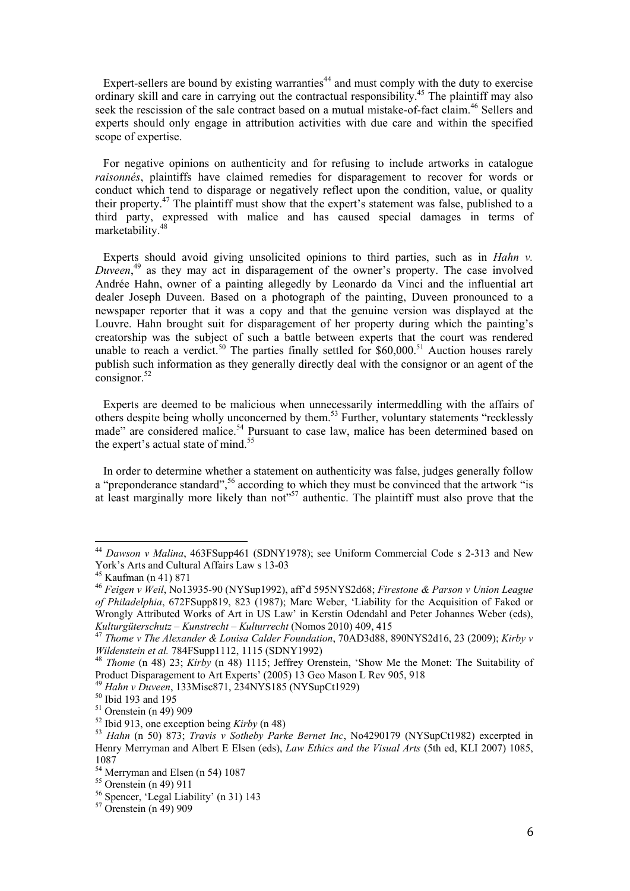Expert-sellers are bound by existing warranties[44] and must comply with the duty to exercise ordinary skill and care in carrying out the contractual responsibility.[45] The plaintiff may also seek the rescission of the sale contract based on a mutual mistake-of-fact claim.[46] Sellers and experts should only engage in attribution activities with due care and within the specified scope of expertise.

For negative opinions on authenticity and for refusing to include artworks in catalogue *raisonnés*, plaintiffs have claimed remedies for disparagement to recover for words or conduct which tend to disparage or negatively reflect upon the condition, value, or quality their property.[47] The plaintiff must show that the expert's statement was false, published to a third party, expressed with malice and has caused special damages in terms of marketability.[48]

Experts should avoid giving unsolicited opinions to third parties, such as in *Hahn v. Duveen*,[49] as they may act in disparagement of the owner's property. The case involved Andrée Hahn, owner of a painting allegedly by Leonardo da Vinci and the influential art dealer Joseph Duveen. Based on a photograph of the painting, Duveen pronounced to a newspaper reporter that it was a copy and that the genuine version was displayed at the Louvre. Hahn brought suit for disparagement of her property during which the painting's creatorship was the subject of such a battle between experts that the court was rendered unable to reach a verdict.[50] The parties finally settled for $60,000.[51] Auction houses rarely publish such information as they generally directly deal with the consignor or an agent of the consignor.[52]

Experts are deemed to be malicious when unnecessarily intermeddling with the affairs of others despite being wholly unconcerned by them.[53] Further, voluntary statements "recklessly made" are considered malice.[54] Pursuant to case law, malice has been determined based on the expert's actual state of mind.[55]

In order to determine whether a statement on authenticity was false, judges generally follow a "preponderance standard",[56] according to which they must be convinced that the artwork "is at least marginally more likely than not"[57] authentic. The plaintiff must also prove that the

---

[44] *Dawson v Malina*, 463FSupp461 (SDNY1978); see Uniform Commercial Code s 2-313 and New York's Arts and Cultural Affairs Law s 13-03

[45] Kaufman (n 41) 871

[46] *Feigen v Weil*, No13935-90 (NYSup1992), aff'd 595NYS2d68; *Firestone & Parson v Union League of Philadelphia*, 672FSupp819, 823 (1987); Marc Weber, 'Liability for the Acquisition of Faked or Wrongly Attributed Works of Art in US Law' in Kerstin Odendahl and Peter Johannes Weber (eds), *Kulturgüterschutz – Kunstrecht – Kulturrecht* (Nomos 2010) 409, 415

[47] *Thome v The Alexander & Louisa Calder Foundation*, 70AD3d88, 890NYS2d16, 23 (2009); *Kirby v Wildenstein et al.* 784FSupp1112, 1115 (SDNY1992)

[48] *Thome* (n 48) 23; *Kirby* (n 48) 1115; Jeffrey Orenstein, 'Show Me the Monet: The Suitability of Product Disparagement to Art Experts' (2005) 13 Geo Mason L Rev 905, 918

[49] *Hahn v Duveen*, 133Misc871, 234NYS185 (NYSupCt1929)

[50] Ibid 193 and 195

[51] Orenstein (n 49) 909

[52] Ibid 913, one exception being *Kirby* (n 48)

[53] *Hahn* (n 50) 873; *Travis v Sotheby Parke Bernet Inc*, No4290179 (NYSupCt1982) excerpted in Henry Merryman and Albert E Elsen (eds), *Law Ethics and the Visual Arts* (5th ed, KLI 2007) 1085, 1087

[54] Merryman and Elsen (n 54) 1087

[55] Orenstein (n 49) 911

[56] Spencer, 'Legal Liability' (n 31) 143

[57] Orenstein (n 49) 909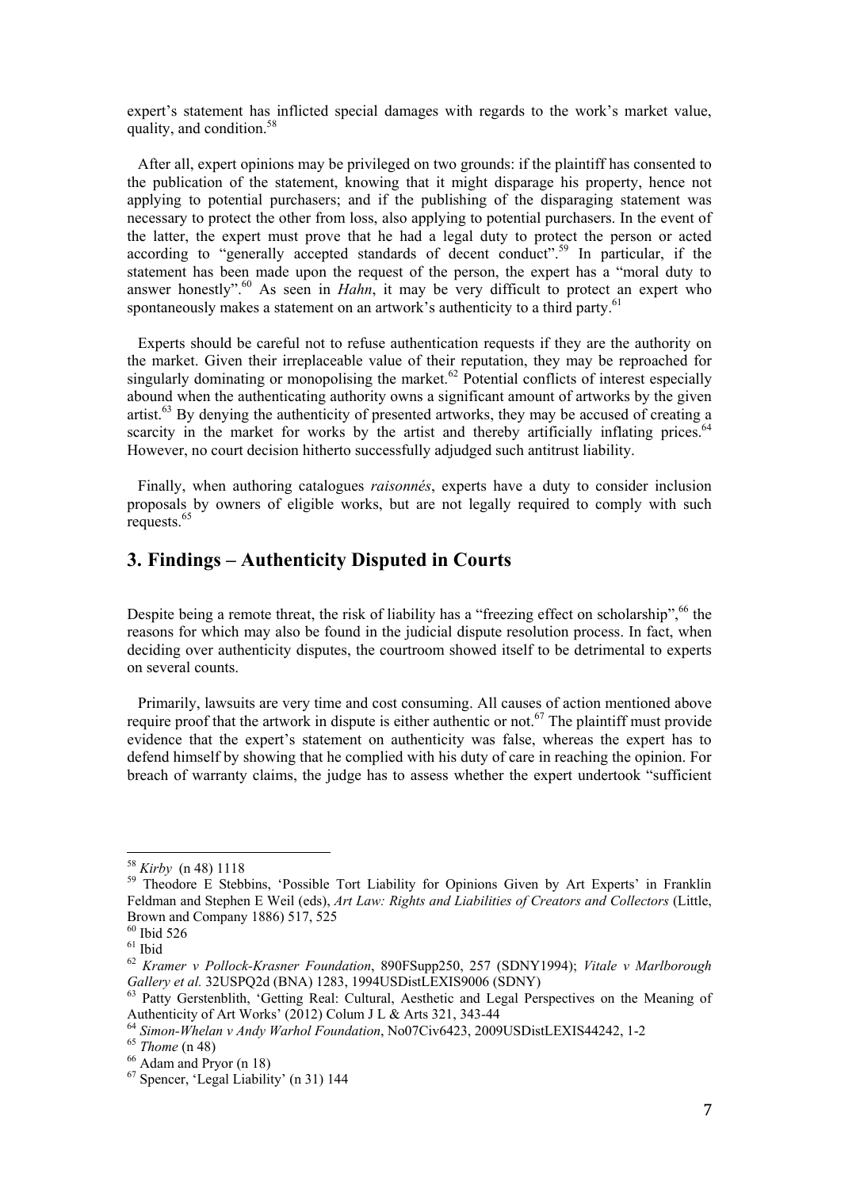expert's statement has inflicted special damages with regards to the work's market value, quality, and condition.[58]

After all, expert opinions may be privileged on two grounds: if the plaintiff has consented to the publication of the statement, knowing that it might disparage his property, hence not applying to potential purchasers; and if the publishing of the disparaging statement was necessary to protect the other from loss, also applying to potential purchasers. In the event of the latter, the expert must prove that he had a legal duty to protect the person or acted according to "generally accepted standards of decent conduct".[59] In particular, if the statement has been made upon the request of the person, the expert has a "moral duty to answer honestly".[60] As seen in *Hahn*, it may be very difficult to protect an expert who spontaneously makes a statement on an artwork's authenticity to a third party.[61]

Experts should be careful not to refuse authentication requests if they are the authority on the market. Given their irreplaceable value of their reputation, they may be reproached for singularly dominating or monopolising the market.[62] Potential conflicts of interest especially abound when the authenticating authority owns a significant amount of artworks by the given artist.[63] By denying the authenticity of presented artworks, they may be accused of creating a scarcity in the market for works by the artist and thereby artificially inflating prices.[64] However, no court decision hitherto successfully adjudged such antitrust liability.

Finally, when authoring catalogues *raisonnés*, experts have a duty to consider inclusion proposals by owners of eligible works, but are not legally required to comply with such requests.[65]

## 3. Findings – Authenticity Disputed in Courts

Despite being a remote threat, the risk of liability has a "freezing effect on scholarship",[66] the reasons for which may also be found in the judicial dispute resolution process. In fact, when deciding over authenticity disputes, the courtroom showed itself to be detrimental to experts on several counts.

Primarily, lawsuits are very time and cost consuming. All causes of action mentioned above require proof that the artwork in dispute is either authentic or not.[67] The plaintiff must provide evidence that the expert's statement on authenticity was false, whereas the expert has to defend himself by showing that he complied with his duty of care in reaching the opinion. For breach of warranty claims, the judge has to assess whether the expert undertook "sufficient

---

[58] *Kirby* (n 48) 1118

[59] Theodore E Stebbins, 'Possible Tort Liability for Opinions Given by Art Experts' in Franklin Feldman and Stephen E Weil (eds), *Art Law: Rights and Liabilities of Creators and Collectors* (Little, Brown and Company 1886) 517, 525

[60] Ibid 526

[61] Ibid

[62] *Kramer v Pollock-Krasner Foundation*, 890FSupp250, 257 (SDNY1994); *Vitale v Marlborough Gallery et al.* 32USPQ2d (BNA) 1283, 1994USDistLEXIS9006 (SDNY)

[63] Patty Gerstenblith, 'Getting Real: Cultural, Aesthetic and Legal Perspectives on the Meaning of Authenticity of Art Works' (2012) Colum J L & Arts 321, 343-44

[64] *Simon-Whelan v Andy Warhol Foundation*, No07Civ6423, 2009USDistLEXIS44242, 1-2

[65] *Thome* (n 48)

[66] Adam and Pryor (n 18)

[67] Spencer, 'Legal Liability' (n 31) 144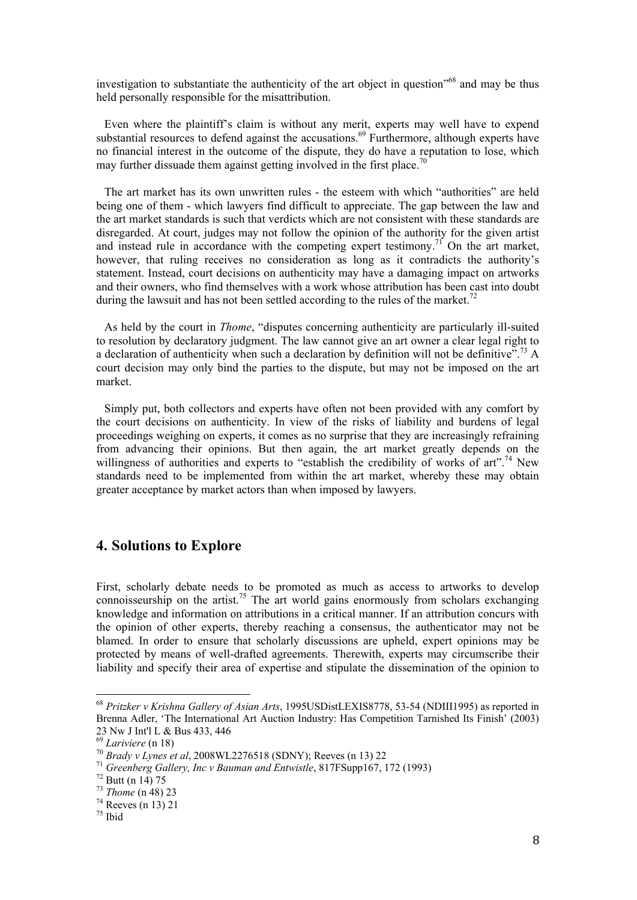investigation to substantiate the authenticity of the art object in question"[68] and may be thus held personally responsible for the misattribution.

Even where the plaintiff's claim is without any merit, experts may well have to expend substantial resources to defend against the accusations.[69] Furthermore, although experts have no financial interest in the outcome of the dispute, they do have a reputation to lose, which may further dissuade them against getting involved in the first place.[70]

The art market has its own unwritten rules - the esteem with which "authorities" are held being one of them - which lawyers find difficult to appreciate. The gap between the law and the art market standards is such that verdicts which are not consistent with these standards are disregarded. At court, judges may not follow the opinion of the authority for the given artist and instead rule in accordance with the competing expert testimony.[71] On the art market, however, that ruling receives no consideration as long as it contradicts the authority's statement. Instead, court decisions on authenticity may have a damaging impact on artworks and their owners, who find themselves with a work whose attribution has been cast into doubt during the lawsuit and has not been settled according to the rules of the market.[72]

As held by the court in *Thome*, "disputes concerning authenticity are particularly ill-suited to resolution by declaratory judgment. The law cannot give an art owner a clear legal right to a declaration of authenticity when such a declaration by definition will not be definitive".[73] A court decision may only bind the parties to the dispute, but may not be imposed on the art market.

Simply put, both collectors and experts have often not been provided with any comfort by the court decisions on authenticity. In view of the risks of liability and burdens of legal proceedings weighing on experts, it comes as no surprise that they are increasingly refraining from advancing their opinions. But then again, the art market greatly depends on the willingness of authorities and experts to "establish the credibility of works of art".[74] New standards need to be implemented from within the art market, whereby these may obtain greater acceptance by market actors than when imposed by lawyers.

## 4. Solutions to Explore

First, scholarly debate needs to be promoted as much as access to artworks to develop connoisseurship on the artist.[75] The art world gains enormously from scholars exchanging knowledge and information on attributions in a critical manner. If an attribution concurs with the opinion of other experts, thereby reaching a consensus, the authenticator may not be blamed. In order to ensure that scholarly discussions are upheld, expert opinions may be protected by means of well-drafted agreements. Therewith, experts may circumscribe their liability and specify their area of expertise and stipulate the dissemination of the opinion to

---

[68] *Pritzker v Krishna Gallery of Asian Arts*, 1995USDistLEXIS8778, 53-54 (NDIII1995) as reported in Brenna Adler, 'The International Art Auction Industry: Has Competition Tarnished Its Finish' (2003) 23 Nw J Int'l L & Bus 433, 446

[69] *Lariviere* (n 18)

[70] *Brady v Lynes et al*, 2008WL2276518 (SDNY); Reeves (n 13) 22

[71] *Greenberg Gallery, Inc v Bauman and Entwistle*, 817FSupp167, 172 (1993)

[72] Butt (n 14) 75

[73] *Thome* (n 48) 23

[74] Reeves (n 13) 21

[75] Ibid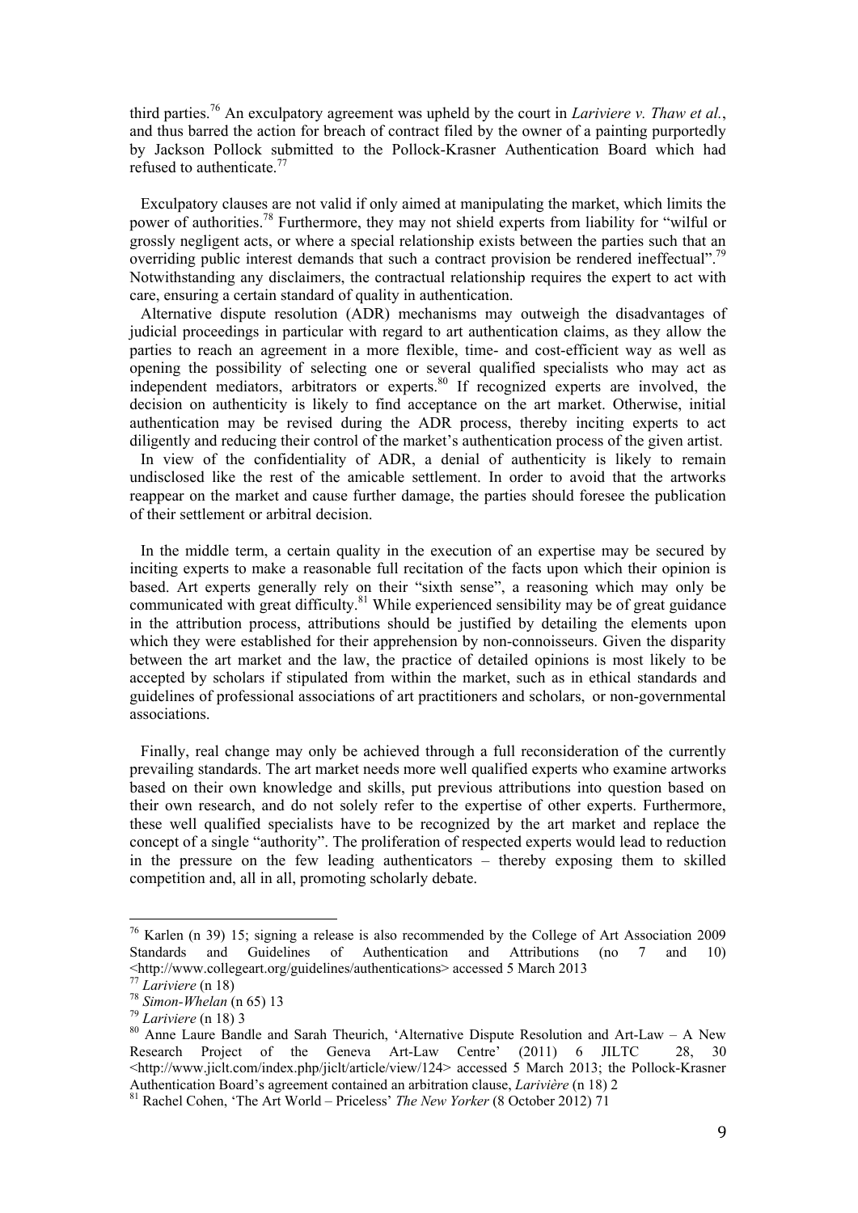third parties.[76] An exculpatory agreement was upheld by the court in *Lariviere v. Thaw et al.*, and thus barred the action for breach of contract filed by the owner of a painting purportedly by Jackson Pollock submitted to the Pollock-Krasner Authentication Board which had refused to authenticate.[77]

Exculpatory clauses are not valid if only aimed at manipulating the market, which limits the power of authorities.[78] Furthermore, they may not shield experts from liability for "wilful or grossly negligent acts, or where a special relationship exists between the parties such that an overriding public interest demands that such a contract provision be rendered ineffectual".[79] Notwithstanding any disclaimers, the contractual relationship requires the expert to act with care, ensuring a certain standard of quality in authentication.

Alternative dispute resolution (ADR) mechanisms may outweigh the disadvantages of judicial proceedings in particular with regard to art authentication claims, as they allow the parties to reach an agreement in a more flexible, time- and cost-efficient way as well as opening the possibility of selecting one or several qualified specialists who may act as independent mediators, arbitrators or experts.[80] If recognized experts are involved, the decision on authenticity is likely to find acceptance on the art market. Otherwise, initial authentication may be revised during the ADR process, thereby inciting experts to act diligently and reducing their control of the market's authentication process of the given artist.

In view of the confidentiality of ADR, a denial of authenticity is likely to remain undisclosed like the rest of the amicable settlement. In order to avoid that the artworks reappear on the market and cause further damage, the parties should foresee the publication of their settlement or arbitral decision.

In the middle term, a certain quality in the execution of an expertise may be secured by inciting experts to make a reasonable full recitation of the facts upon which their opinion is based. Art experts generally rely on their "sixth sense", a reasoning which may only be communicated with great difficulty.[81] While experienced sensibility may be of great guidance in the attribution process, attributions should be justified by detailing the elements upon which they were established for their apprehension by non-connoisseurs. Given the disparity between the art market and the law, the practice of detailed opinions is most likely to be accepted by scholars if stipulated from within the market, such as in ethical standards and guidelines of professional associations of art practitioners and scholars, or non-governmental associations.

Finally, real change may only be achieved through a full reconsideration of the currently prevailing standards. The art market needs more well qualified experts who examine artworks based on their own knowledge and skills, put previous attributions into question based on their own research, and do not solely refer to the expertise of other experts. Furthermore, these well qualified specialists have to be recognized by the art market and replace the concept of a single "authority". The proliferation of respected experts would lead to reduction in the pressure on the few leading authenticators – thereby exposing them to skilled competition and, all in all, promoting scholarly debate.

---

[76] Karlen (n 39) 15; signing a release is also recommended by the College of Art Association 2009 Standards and Guidelines of Authentication and Attributions (no 7 and 10) <http://www.collegeart.org/guidelines/authentications> accessed 5 March 2013

[77] *Lariviere* (n 18)

[78] *Simon-Whelan* (n 65) 13

[79] *Lariviere* (n 18) 3

[80] Anne Laure Bandle and Sarah Theurich, 'Alternative Dispute Resolution and Art-Law – A New Research Project of the Geneva Art-Law Centre' (2011) 6 JILTC 28, 30 <http://www.jiclt.com/index.php/jiclt/article/view/124> accessed 5 March 2013; the Pollock-Krasner Authentication Board's agreement contained an arbitration clause, *Larivière* (n 18) 2

[81] Rachel Cohen, 'The Art World – Priceless' *The New Yorker* (8 October 2012) 71